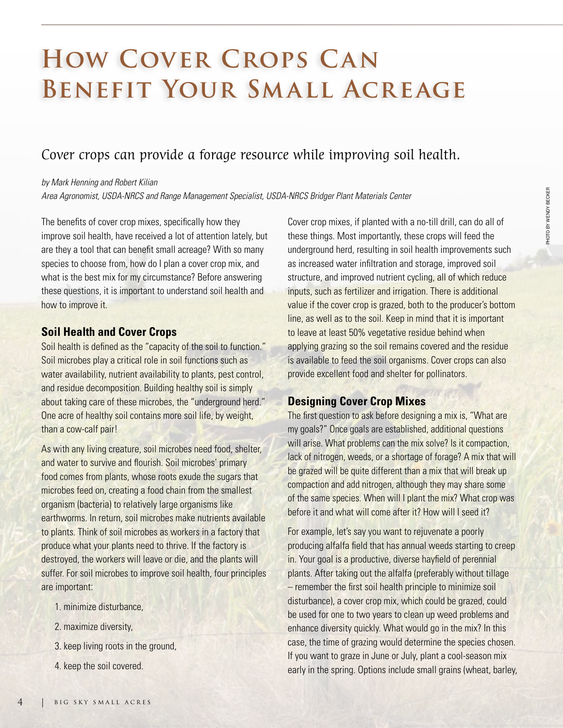# How Cover Crops Can Benefit Your Small Acreage

*Cover crops can provide a forage resource while improving soil health.*

*by Mark Henning and Robert Kilian*
*Area Agronomist, USDA-NRCS and Range Management Specialist, USDA-NRCS Bridger Plant Materials Center*

The benefits of cover crop mixes, specifically how they improve soil health, have received a lot of attention lately, but are they a tool that can benefit small acreage? With so many species to choose from, how do I plan a cover crop mix, and what is the best mix for my circumstance? Before answering these questions, it is important to understand soil health and how to improve it.

## Soil Health and Cover Crops

Soil health is defined as the "capacity of the soil to function." Soil microbes play a critical role in soil functions such as water availability, nutrient availability to plants, pest control, and residue decomposition. Building healthy soil is simply about taking care of these microbes, the "underground herd." One acre of healthy soil contains more soil life, by weight, than a cow-calf pair!

As with any living creature, soil microbes need food, shelter, and water to survive and flourish. Soil microbes' primary food comes from plants, whose roots exude the sugars that microbes feed on, creating a food chain from the smallest organism (bacteria) to relatively large organisms like earthworms. In return, soil microbes make nutrients available to plants. Think of soil microbes as workers in a factory that produce what your plants need to thrive. If the factory is destroyed, the workers will leave or die, and the plants will suffer. For soil microbes to improve soil health, four principles are important:

1. minimize disturbance,
2. maximize diversity,
3. keep living roots in the ground,
4. keep the soil covered.

Cover crop mixes, if planted with a no-till drill, can do all of these things. Most importantly, these crops will feed the underground herd, resulting in soil health improvements such as increased water infiltration and storage, improved soil structure, and improved nutrient cycling, all of which reduce inputs, such as fertilizer and irrigation. There is additional value if the cover crop is grazed, both to the producer's bottom line, as well as to the soil. Keep in mind that it is important to leave at least 50% vegetative residue behind when applying grazing so the soil remains covered and the residue is available to feed the soil organisms. Cover crops can also provide excellent food and shelter for pollinators.

## Designing Cover Crop Mixes

The first question to ask before designing a mix is, "What are my goals?" Once goals are established, additional questions will arise. What problems can the mix solve? Is it compaction, lack of nitrogen, weeds, or a shortage of forage? A mix that will be grazed will be quite different than a mix that will break up compaction and add nitrogen, although they may share some of the same species. When will I plant the mix? What crop was before it and what will come after it? How will I seed it?

For example, let's say you want to rejuvenate a poorly producing alfalfa field that has annual weeds starting to creep in. Your goal is a productive, diverse hayfield of perennial plants. After taking out the alfalfa (preferably without tillage – remember the first soil health principle to minimize soil disturbance), a cover crop mix, which could be grazed, could be used for one to two years to clean up weed problems and enhance diversity quickly. What would go in the mix? In this case, the time of grazing would determine the species chosen. If you want to graze in June or July, plant a cool-season mix early in the spring. Options include small grains (wheat, barley,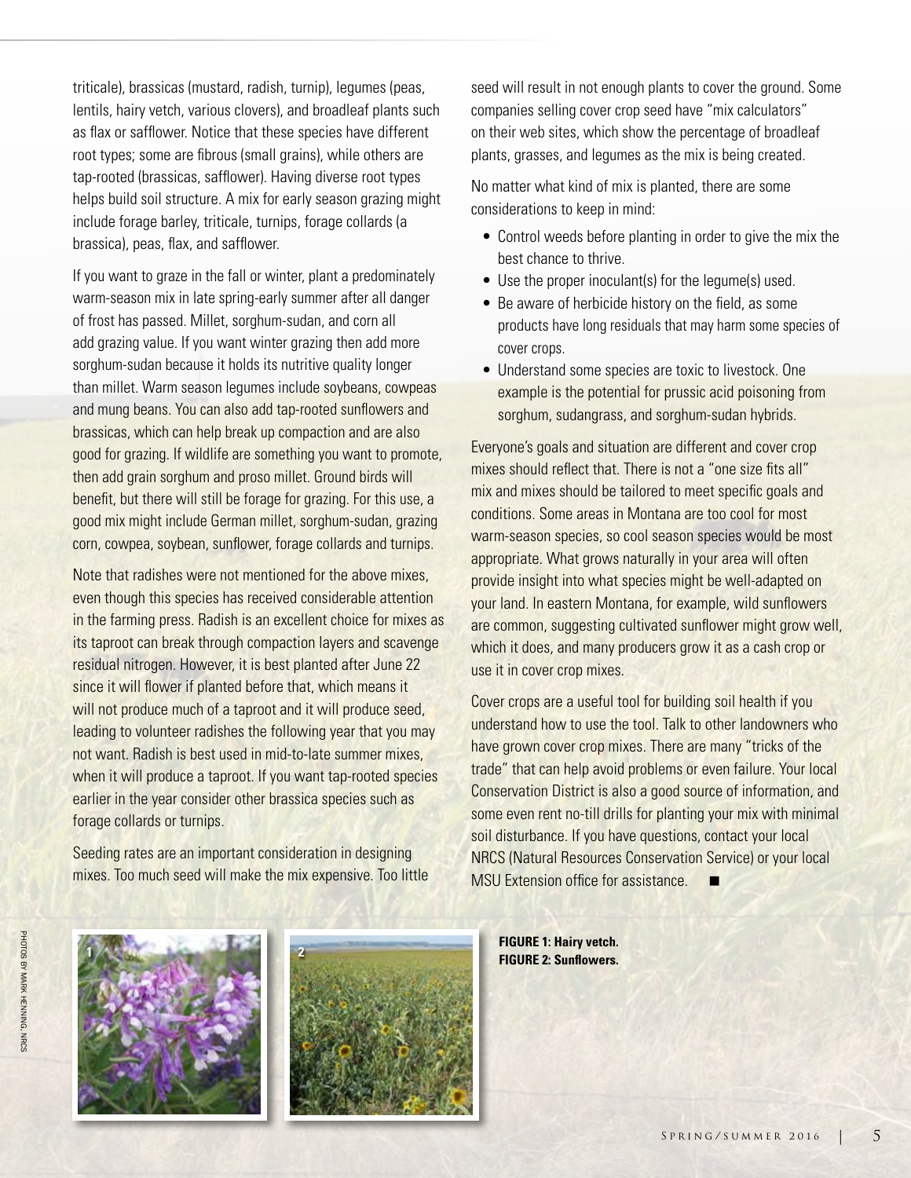triticale), brassicas (mustard, radish, turnip), legumes (peas, lentils, hairy vetch, various clovers), and broadleaf plants such as flax or safflower. Notice that these species have different root types; some are fibrous (small grains), while others are tap-rooted (brassicas, safflower). Having diverse root types helps build soil structure. A mix for early season grazing might include forage barley, triticale, turnips, forage collards (a brassica), peas, flax, and safflower.

If you want to graze in the fall or winter, plant a predominately warm-season mix in late spring-early summer after all danger of frost has passed. Millet, sorghum-sudan, and corn all add grazing value. If you want winter grazing then add more sorghum-sudan because it holds its nutritive quality longer than millet. Warm season legumes include soybeans, cowpeas and mung beans. You can also add tap-rooted sunflowers and brassicas, which can help break up compaction and are also good for grazing. If wildlife are something you want to promote, then add grain sorghum and proso millet. Ground birds will benefit, but there will still be forage for grazing. For this use, a good mix might include German millet, sorghum-sudan, grazing corn, cowpea, soybean, sunflower, forage collards and turnips.

Note that radishes were not mentioned for the above mixes, even though this species has received considerable attention in the farming press. Radish is an excellent choice for mixes as its taproot can break through compaction layers and scavenge residual nitrogen. However, it is best planted after June 22 since it will flower if planted before that, which means it will not produce much of a taproot and it will produce seed, leading to volunteer radishes the following year that you may not want. Radish is best used in mid-to-late summer mixes, when it will produce a taproot. If you want tap-rooted species earlier in the year consider other brassica species such as forage collards or turnips.

Seeding rates are an important consideration in designing mixes. Too much seed will make the mix expensive. Too little seed will result in not enough plants to cover the ground. Some companies selling cover crop seed have "mix calculators" on their web sites, which show the percentage of broadleaf plants, grasses, and legumes as the mix is being created.

No matter what kind of mix is planted, there are some considerations to keep in mind:

- Control weeds before planting in order to give the mix the best chance to thrive.
- Use the proper inoculant(s) for the legume(s) used.
- Be aware of herbicide history on the field, as some products have long residuals that may harm some species of cover crops.
- Understand some species are toxic to livestock. One example is the potential for prussic acid poisoning from sorghum, sudangrass, and sorghum-sudan hybrids.

Everyone's goals and situation are different and cover crop mixes should reflect that. There is not a "one size fits all" mix and mixes should be tailored to meet specific goals and conditions. Some areas in Montana are too cool for most warm-season species, so cool season species would be most appropriate. What grows naturally in your area will often provide insight into what species might be well-adapted on your land. In eastern Montana, for example, wild sunflowers are common, suggesting cultivated sunflower might grow well, which it does, and many producers grow it as a cash crop or use it in cover crop mixes.

Cover crops are a useful tool for building soil health if you understand how to use the tool. Talk to other landowners who have grown cover crop mixes. There are many "tricks of the trade" that can help avoid problems or even failure. Your local Conservation District is also a good source of information, and some even rent no-till drills for planting your mix with minimal soil disturbance. If you have questions, contact your local NRCS (Natural Resources Conservation Service) or your local MSU Extension office for assistance. ■

PHOTOS BY MARK HENNING, NRCS

**FIGURE 1: Hairy vetch.**
**FIGURE 2: Sunflowers.**